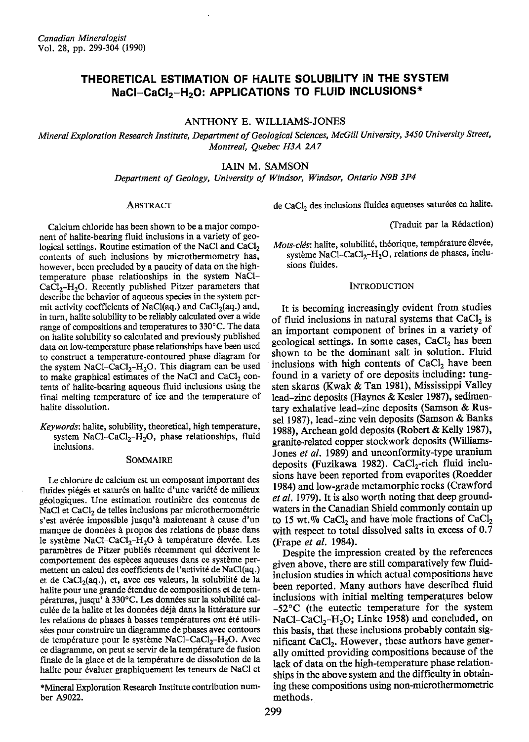# THEORETICAL ESTIMATION OF HALITE SOLUBILITY IN THE SYSTEM $NaCl-CaCl_2-H_2O$: APPLICATIONS TO FLUID INCLUSIONS*

ANTHONY E. WILLIAMS-JONES

*Mineral Exploration Research Institute, Department of Geological Sciences, McGill University, 3450 University Street, Montreal, Quebec H3A 2A7*

IAIN M. SAMSON

*Department of Geology, University of Windsor, Windsor, Ontario N9B 3P4*

## ABSTRACT

Calcium chloride has been shown to be a major component of halite-bearing fluid inclusions in a variety of geological settings. Routine estimation of the NaCl and $CaCl_2$ contents of such inclusions by microthermometry has, however, been precluded by a paucity of data on the high-temperature phase relationships in the system $NaCl-CaCl_2-H_2O$. Recently published Pitzer parameters that describe the behavior of aqueous species in the system permit activity coefficients of NaCl(aq.) and $CaCl_2$(aq.) and, in turn, halite solubility to be reliably calculated over a wide range of compositions and temperatures to 330°C. The data on halite solubility so calculated and previously published data on low-temperature phase relationships have been used to construct a temperature-contoured phase diagram for the system $NaCl-CaCl_2-H_2O$. This diagram can be used to make graphical estimates of the NaCl and $CaCl_2$ contents of halite-bearing aqueous fluid inclusions using the final melting temperature of ice and the temperature of halite dissolution.

*Keywords*: halite, solubility, theoretical, high temperature, system $NaCl-CaCl_2-H_2O$, phase relationships, fluid inclusions.

## SOMMAIRE

Le chlorure de calcium est un composant important des fluides piégés et saturés en halite d'une variété de milieux géologiques. Une estimation routinière des contenus de NaCl et $CaCl_2$ de telles inclusions par microthermométrie s'est avérée impossible jusqu'à maintenant à cause d'un manque de données à propos des relations de phase dans le système $NaCl-CaCl_2-H_2O$ à température élevée. Les paramètres de Pitzer publiés récemment qui décrivent le comportement des espèces aqueuses dans ce système permettent un calcul des coefficients de l'activité de NaCl(aq.) et de $CaCl_2$(aq.), et, avec ces valeurs, la solubilité de la halite pour une grande étendue de compositions et de températures, jusqu' à 330°C. Ces données sur la solubilité calculée de la halite et les données déjà dans la littérature sur les relations de phases à basses températures ont été utilisées pour construire un diagramme de phases avec contours de température pour le système $NaCl-CaCl_2-H_2O$. Avec ce diagramme, on peut se servir de la température de fusion finale de la glace et de la température de dissolution de la halite pour évaluer graphiquement les teneurs de NaCl et de $CaCl_2$ des inclusions fluides aqueuses saturées en halite.

(Traduit par la Rédaction)

*Mots-clés*: halite, solubilité, théorique, température élevée, système $NaCl-CaCl_2-H_2O$, relations de phases, inclusions fluides.

## INTRODUCTION

It is becoming increasingly evident from studies of fluid inclusions in natural systems that $CaCl_2$ is an important component of brines in a variety of geological settings. In some cases, $CaCl_2$ has been shown to be the dominant salt in solution. Fluid inclusions with high contents of $CaCl_2$ have been found in a variety of ore deposits including: tungsten skarns (Kwak & Tan 1981), Mississippi Valley lead-zinc deposits (Haynes & Kesler 1987), sedimentary exhalative lead-zinc deposits (Samson & Russel 1987), lead-zinc vein deposits (Samson & Banks 1988), Archean gold deposits (Robert & Kelly 1987), granite-related copper stockwork deposits (Williams-Jones *et al.* 1989) and unconformity-type uranium deposits (Fuzikawa 1982). $CaCl_2$-rich fluid inclusions have been reported from evaporites (Roedder 1984) and low-grade metamorphic rocks (Crawford *et al.* 1979). It is also worth noting that deep groundwaters in the Canadian Shield commonly contain up to 15 wt.% $CaCl_2$ and have mole fractions of $CaCl_2$ with respect to total dissolved salts in excess of 0.7 (Frape *et al.* 1984).

Despite the impression created by the references given above, there are still comparatively few fluid-inclusion studies in which actual compositions have been reported. Many authors have described fluid inclusions with initial melting temperatures below -52°C (the eutectic temperature for the system $NaCl-CaCl_2-H_2O$; Linke 1958) and concluded, on this basis, that these inclusions probably contain significant $CaCl_2$. However, these authors have generally omitted providing compositions because of the lack of data on the high-temperature phase relationships in the above system and the difficulty in obtaining these compositions using non-microthermometric methods.

---

*Mineral Exploration Research Institute contribution number A9022.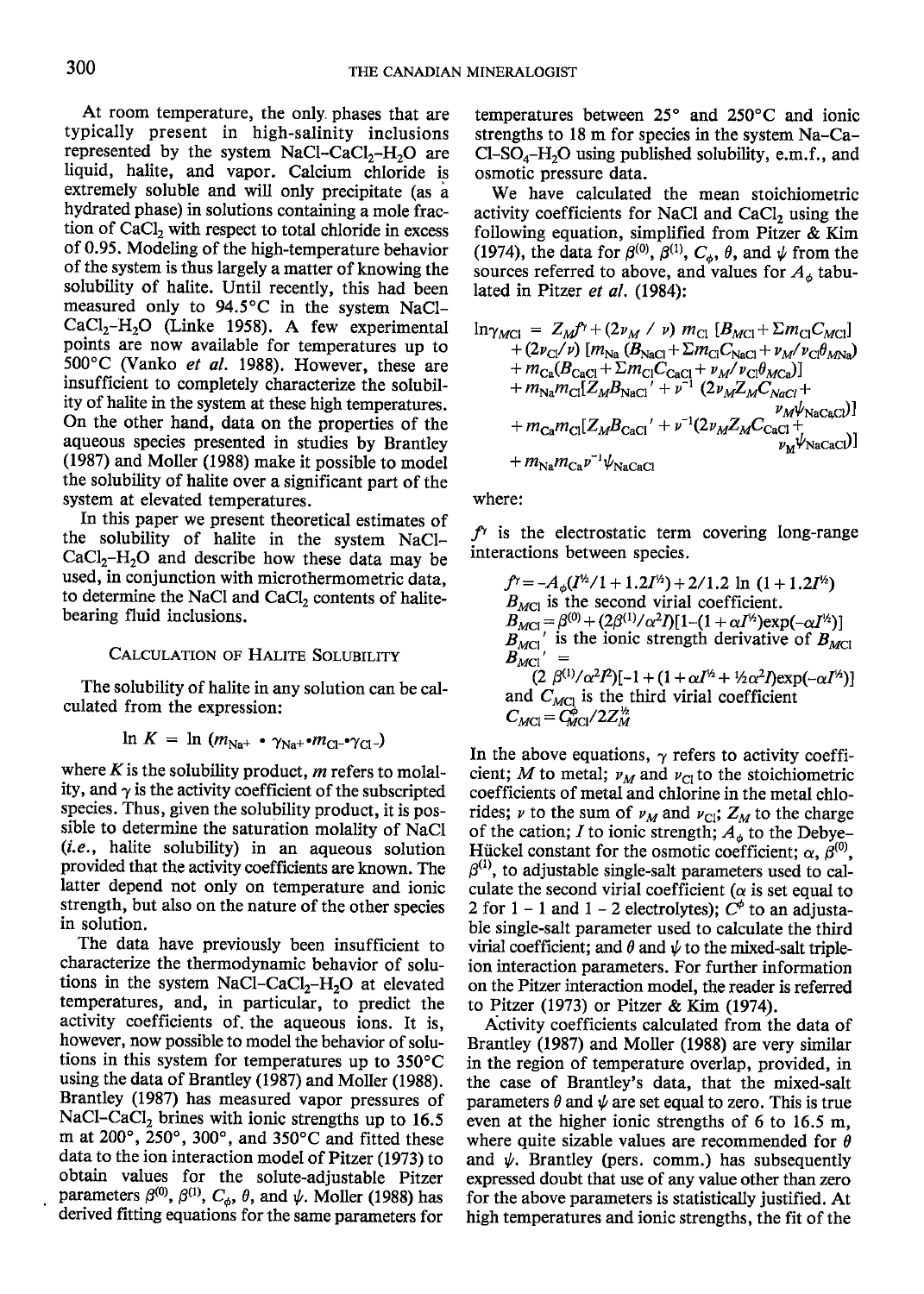At room temperature, the only phases that are typically present in high-salinity inclusions represented by the system $NaCl-CaCl_2-H_2O$ are liquid, halite, and vapor. Calcium chloride is extremely soluble and will only precipitate (as a hydrated phase) in solutions containing a mole fraction of $CaCl_2$ with respect to total chloride in excess of 0.95. Modeling of the high-temperature behavior of the system is thus largely a matter of knowing the solubility of halite. Until recently, this had been measured only to 94.5°C in the system $NaCl-CaCl_2-H_2O$ (Linke 1958). A few experimental points are now available for temperatures up to 500°C (Vanko *et al.* 1988). However, these are insufficient to completely characterize the solubility of halite in the system at these high temperatures. On the other hand, data on the properties of the aqueous species presented in studies by Brantley (1987) and Moller (1988) make it possible to model the solubility of halite over a significant part of the system at elevated temperatures.

In this paper we present theoretical estimates of the solubility of halite in the system $NaCl-CaCl_2-H_2O$ and describe how these data may be used, in conjunction with microthermometric data, to determine the NaCl and $CaCl_2$ contents of halite-bearing fluid inclusions.

## CALCULATION OF HALITE SOLUBILITY

The solubility of halite in any solution can be calculated from the expression:

$$\ln K = \ln (m_{Na^+} \cdot \gamma_{Na^+} \cdot m_{Cl^-} \cdot \gamma_{Cl^-})$$

where $K$ is the solubility product, $m$ refers to molality, and $\gamma$ is the activity coefficient of the subscripted species. Thus, given the solubility product, it is possible to determine the saturation molality of NaCl (*i.e.*, halite solubility) in an aqueous solution provided that the activity coefficients are known. The latter depend not only on temperature and ionic strength, but also on the nature of the other species in solution.

The data have previously been insufficient to characterize the thermodynamic behavior of solutions in the system $NaCl-CaCl_2-H_2O$ at elevated temperatures, and, in particular, to predict the activity coefficients of the aqueous ions. It is, however, now possible to model the behavior of solutions in this system for temperatures up to 350°C using the data of Brantley (1987) and Moller (1988). Brantley (1987) has measured vapor pressures of $NaCl-CaCl_2$ brines with ionic strengths up to 16.5 m at 200°, 250°, 300°, and 350°C and fitted these data to the ion interaction model of Pitzer (1973) to obtain values for the solute-adjustable Pitzer parameters $\beta^{(0)}$, $\beta^{(1)}$, $C_\phi$, $\theta$, and $\psi$. Moller (1988) has derived fitting equations for the same parameters for temperatures between 25° and 250°C and ionic strengths to 18 m for species in the system $Na-Ca-Cl-SO_4-H_2O$ using published solubility, e.m.f., and osmotic pressure data.

We have calculated the mean stoichiometric activity coefficients for NaCl and $CaCl_2$ using the following equation, simplified from Pitzer & Kim (1974), the data for $\beta^{(0)}$, $\beta^{(1)}$, $C_\phi$, $\theta$, and $\psi$ from the sources referred to above, and values for $A_\phi$ tabulated in Pitzer *et al.* (1984):

$$\begin{aligned}
\ln\gamma_{MCl} = {} & Z_M f^\gamma + (2\nu_M / \nu)\, m_{Cl}\,[B_{MCl} + \Sigma m_{Cl} C_{MCl}] \\
& + (2\nu_{Cl}/\nu)\,[m_{Na}\,(B_{NaCl} + \Sigma m_{Cl} C_{NaCl} + \nu_M/\nu_{Cl}\theta_{MNa}) \\
& + m_{Ca}(B_{CaCl} + \Sigma m_{Cl} C_{CaCl} + \nu_M/\nu_{Cl}\theta_{MCa})] \\
& + m_{Na} m_{Cl}[Z_M B_{NaCl}{}' + \nu^{-1}(2\nu_M Z_M C_{NaCl} + \nu_M \psi_{NaCaCl})] \\
& + m_{Ca} m_{Cl}[Z_M B_{CaCl}{}' + \nu^{-1}(2\nu_M Z_M C_{CaCl} + \nu_M \psi_{NaCaCl})] \\
& + m_{Na} m_{Ca} \nu^{-1} \psi_{NaCaCl}
\end{aligned}$$

where:

$f^\gamma$ is the electrostatic term covering long-range interactions between species.

$f^\gamma = -A_\phi(I^{1/2}/1 + 1.2I^{1/2}) + 2/1.2 \ln (1 + 1.2I^{1/2})$

$B_{MCl}$ is the second virial coefficient.

$B_{MCl} = \beta^{(0)} + (2\beta^{(1)}/\alpha^2 I)[1-(1 + \alpha I^{1/2})\exp(-\alpha I^{1/2})]$

$B_{MCl}{}'$ is the ionic strength derivative of $B_{MCl}$

$B_{MCl}{}' = (2\,\beta^{(1)}/\alpha^2 I^2)[-1 + (1 + \alpha I^{1/2} + {}^1\!/_2\alpha^2 I)\exp(-\alpha I^{1/2})]$

and $C_{MCl}$ is the third virial coefficient

$C_{MCl} = C^\phi_{MCl}/2Z_M^{1/2}$

In the above equations, $\gamma$ refers to activity coefficient; $M$ to metal; $\nu_M$ and $\nu_{Cl}$ to the stoichiometric coefficients of metal and chlorine in the metal chlorides; $\nu$ to the sum of $\nu_M$ and $\nu_{Cl}$; $Z_M$ to the charge of the cation; $I$ to ionic strength; $A_\phi$ to the Debye-Hückel constant for the osmotic coefficient; $\alpha$, $\beta^{(0)}$, $\beta^{(1)}$, to adjustable single-salt parameters used to calculate the second virial coefficient ($\alpha$ is set equal to 2 for 1 – 1 and 1 – 2 electrolytes); $C^\phi$ to an adjustable single-salt parameter used to calculate the third virial coefficient; and $\theta$ and $\psi$ to the mixed-salt triple-ion interaction parameters. For further information on the Pitzer interaction model, the reader is referred to Pitzer (1973) or Pitzer & Kim (1974).

Activity coefficients calculated from the data of Brantley (1987) and Moller (1988) are very similar in the region of temperature overlap, provided, in the case of Brantley's data, that the mixed-salt parameters $\theta$ and $\psi$ are set equal to zero. This is true even at the higher ionic strengths of 6 to 16.5 m, where quite sizable values are recommended for $\theta$ and $\psi$. Brantley (pers. comm.) has subsequently expressed doubt that use of any value other than zero for the above parameters is statistically justified. At high temperatures and ionic strengths, the fit of the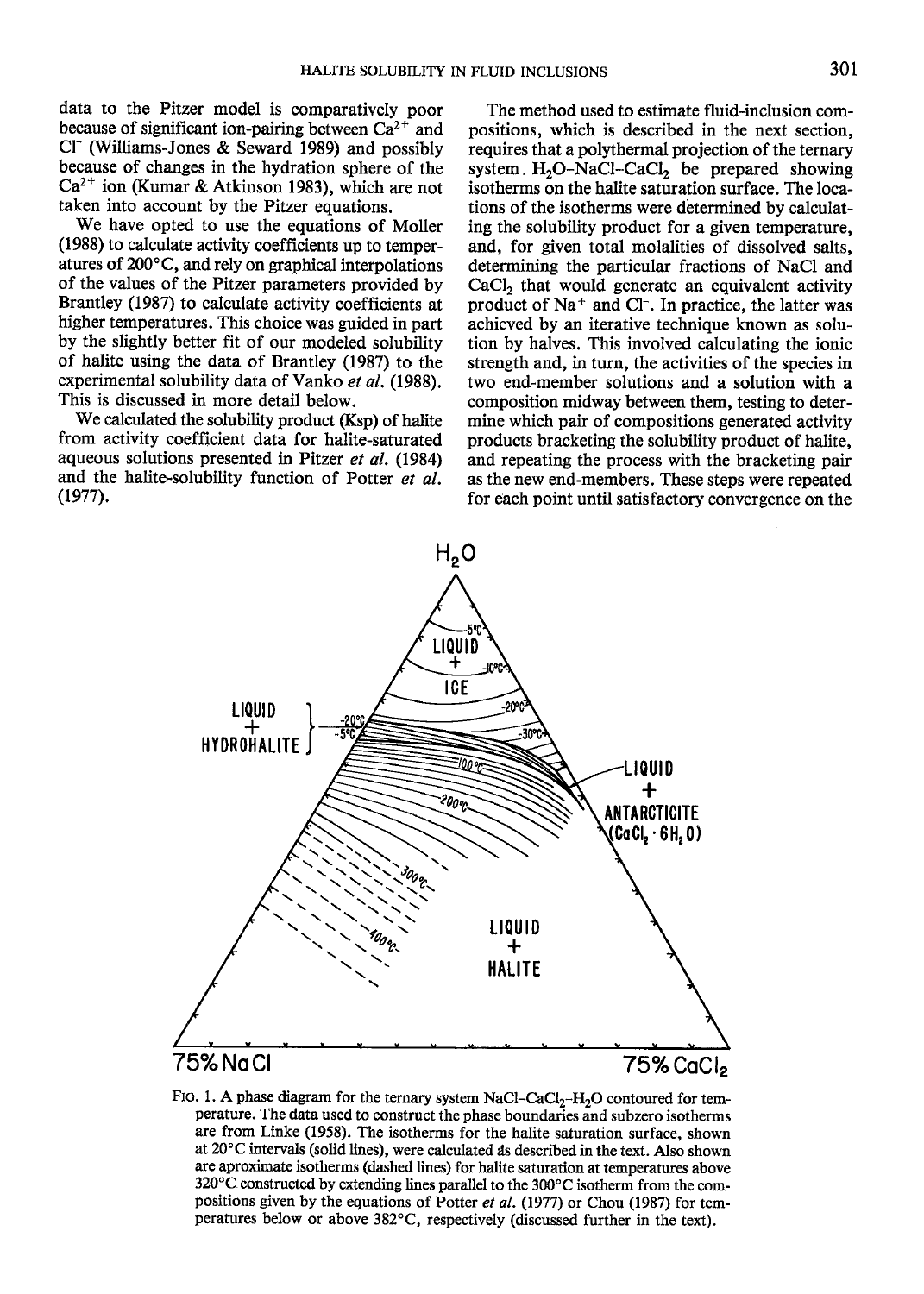data to the Pitzer model is comparatively poor because of significant ion-pairing between $Ca^{2+}$ and $Cl^-$ (Williams-Jones & Seward 1989) and possibly because of changes in the hydration sphere of the $Ca^{2+}$ ion (Kumar & Atkinson 1983), which are not taken into account by the Pitzer equations.

We have opted to use the equations of Moller (1988) to calculate activity coefficients up to temperatures of 200°C, and rely on graphical interpolations of the values of the Pitzer parameters provided by Brantley (1987) to calculate activity coefficients at higher temperatures. This choice was guided in part by the slightly better fit of our modeled solubility of halite using the data of Brantley (1987) to the experimental solubility data of Vanko *et al.* (1988). This is discussed in more detail below.

We calculated the solubility product (Ksp) of halite from activity coefficient data for halite-saturated aqueous solutions presented in Pitzer *et al.* (1984) and the halite-solubility function of Potter *et al.* (1977).

The method used to estimate fluid-inclusion compositions, which is described in the next section, requires that a polythermal projection of the ternary system $H_2O$–NaCl–$CaCl_2$ be prepared showing isotherms on the halite saturation surface. The locations of the isotherms were determined by calculating the solubility product for a given temperature, and, for given total molalities of dissolved salts, determining the particular fractions of NaCl and $CaCl_2$ that would generate an equivalent activity product of $Na^+$ and $Cl^-$. In practice, the latter was achieved by an iterative technique known as solution by halves. This involved calculating the ionic strength and, in turn, the activities of the species in two end-member solutions and a solution with a composition midway between them, testing to determine which pair of compositions generated activity products bracketing the solubility product of halite, and repeating the process with the bracketing pair as the new end-members. These steps were repeated for each point until satisfactory convergence on the

FIG. 1. A phase diagram for the ternary system NaCl–$CaCl_2$–$H_2O$ contoured for temperature. The data used to construct the phase boundaries and subzero isotherms are from Linke (1958). The isotherms for the halite saturation surface, shown at 20°C intervals (solid lines), were calculated as described in the text. Also shown are aproximate isotherms (dashed lines) for halite saturation at temperatures above 320°C constructed by extending lines parallel to the 300°C isotherm from the compositions given by the equations of Potter *et al.* (1977) or Chou (1987) for temperatures below or above 382°C, respectively (discussed further in the text).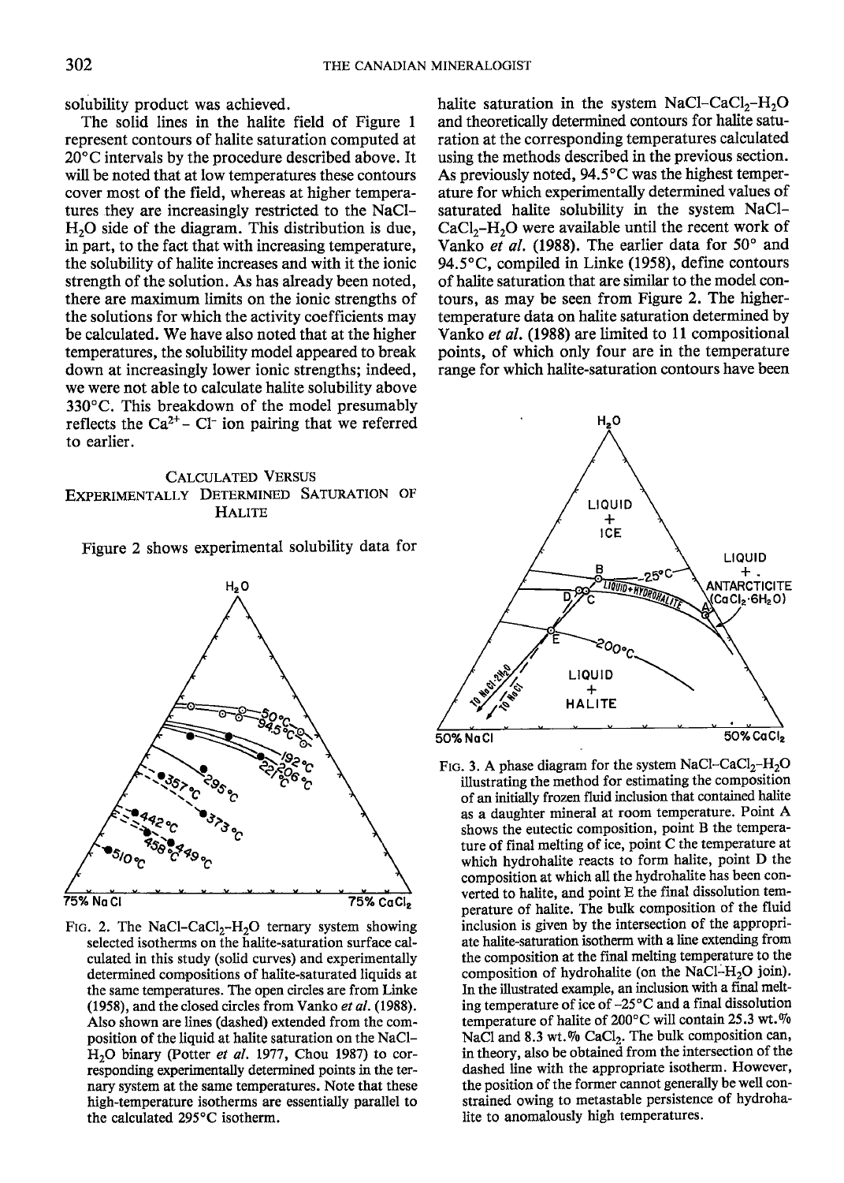solubility product was achieved.

The solid lines in the halite field of Figure 1 represent contours of halite saturation computed at 20°C intervals by the procedure described above. It will be noted that at low temperatures these contours cover most of the field, whereas at higher temperatures they are increasingly restricted to the NaCl–$H_2O$ side of the diagram. This distribution is due, in part, to the fact that with increasing temperature, the solubility of halite increases and with it the ionic strength of the solution. As has already been noted, there are maximum limits on the ionic strengths of the solutions for which the activity coefficients may be calculated. We have also noted that at the higher temperatures, the solubility model appeared to break down at increasingly lower ionic strengths; indeed, we were not able to calculate halite solubility above 330°C. This breakdown of the model presumably reflects the $Ca^{2+}$ – $Cl^-$ ion pairing that we referred to earlier.

## Calculated Versus Experimentally Determined Saturation of Halite

Figure 2 shows experimental solubility data for halite saturation in the system NaCl–$CaCl_2$–$H_2O$ and theoretically determined contours for halite saturation at the corresponding temperatures calculated using the methods described in the previous section. As previously noted, 94.5°C was the highest temperature for which experimentally determined values of saturated halite solubility in the system NaCl–$CaCl_2$–$H_2O$ were available until the recent work of Vanko *et al.* (1988). The earlier data for 50° and 94.5°C, compiled in Linke (1958), define contours of halite saturation that are similar to the model contours, as may be seen from Figure 2. The higher-temperature data on halite saturation determined by Vanko *et al.* (1988) are limited to 11 compositional points, of which only four are in the temperature range for which halite-saturation contours have been

FIG. 2. The NaCl–$CaCl_2$–$H_2O$ ternary system showing selected isotherms on the halite-saturation surface calculated in this study (solid curves) and experimentally determined compositions of halite-saturated liquids at the same temperatures. The open circles are from Linke (1958), and the closed circles from Vanko *et al.* (1988). Also shown are lines (dashed) extended from the composition of the liquid at halite saturation on the NaCl–$H_2O$ binary (Potter *et al.* 1977, Chou 1987) to corresponding experimentally determined points in the ternary system at the same temperatures. Note that these high-temperature isotherms are essentially parallel to the calculated 295°C isotherm.

FIG. 3. A phase diagram for the system NaCl–$CaCl_2$–$H_2O$ illustrating the method for estimating the composition of an initially frozen fluid inclusion that contained halite as a daughter mineral at room temperature. Point A shows the eutectic composition, point B the temperature of final melting of ice, point C the temperature at which hydrohalite reacts to form halite, point D the composition at which all the hydrohalite has been converted to halite, and point E the final dissolution temperature of halite. The bulk composition of the fluid inclusion is given by the intersection of the appropriate halite-saturation isotherm with a line extending from the composition at the final melting temperature to the composition of hydrohalite (on the NaCl–$H_2O$ join). In the illustrated example, an inclusion with a final melting temperature of ice of −25°C and a final dissolution temperature of halite of 200°C will contain 25.3 wt.% NaCl and 8.3 wt.% $CaCl_2$. The bulk composition can, in theory, also be obtained from the intersection of the dashed line with the appropriate isotherm. However, the position of the former cannot generally be well constrained owing to metastable persistence of hydrohalite to anomalously high temperatures.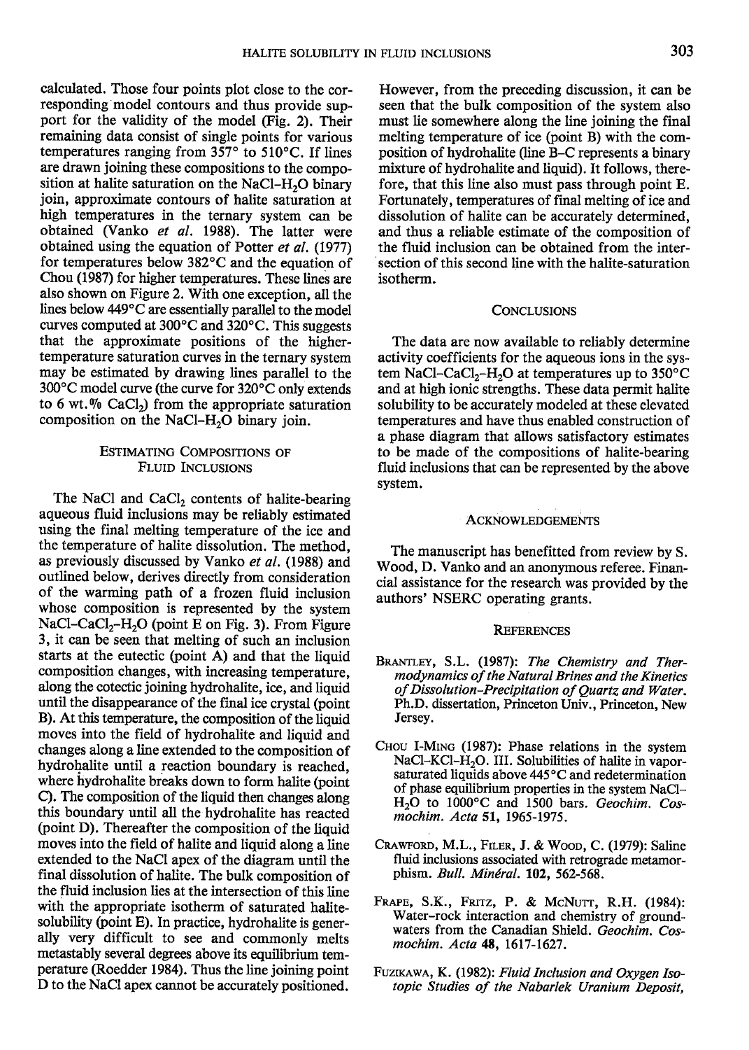calculated. Those four points plot close to the corresponding model contours and thus provide support for the validity of the model (Fig. 2). Their remaining data consist of single points for various temperatures ranging from 357° to 510°C. If lines are drawn joining these compositions to the composition at halite saturation on the NaCl–$H_2O$ binary join, approximate contours of halite saturation at high temperatures in the ternary system can be obtained (Vanko *et al.* 1988). The latter were obtained using the equation of Potter *et al.* (1977) for temperatures below 382°C and the equation of Chou (1987) for higher temperatures. These lines are also shown on Figure 2. With one exception, all the lines below 449°C are essentially parallel to the model curves computed at 300°C and 320°C. This suggests that the approximate positions of the higher-temperature saturation curves in the ternary system may be estimated by drawing lines parallel to the 300°C model curve (the curve for 320°C only extends to 6 wt.% $CaCl_2$) from the appropriate saturation composition on the NaCl–$H_2O$ binary join.

## Estimating Compositions of Fluid Inclusions

The NaCl and $CaCl_2$ contents of halite-bearing aqueous fluid inclusions may be reliably estimated using the final melting temperature of the ice and the temperature of halite dissolution. The method, as previously discussed by Vanko *et al.* (1988) and outlined below, derives directly from consideration of the warming path of a frozen fluid inclusion whose composition is represented by the system NaCl–$CaCl_2$–$H_2O$ (point E on Fig. 3). From Figure 3, it can be seen that melting of such an inclusion starts at the eutectic (point A) and that the liquid composition changes, with increasing temperature, along the cotectic joining hydrohalite, ice, and liquid until the disappearance of the final ice crystal (point B). At this temperature, the composition of the liquid moves into the field of hydrohalite and liquid and changes along a line extended to the composition of hydrohalite until a reaction boundary is reached, where hydrohalite breaks down to form halite (point C). The composition of the liquid then changes along this boundary until all the hydrohalite has reacted (point D). Thereafter the composition of the liquid moves into the field of halite and liquid along a line extended to the NaCl apex of the diagram until the final dissolution of halite. The bulk composition of the fluid inclusion lies at the intersection of this line with the appropriate isotherm of saturated halite-solubility (point E). In practice, hydrohalite is generally very difficult to see and commonly melts metastably several degrees above its equilibrium temperature (Roedder 1984). Thus the line joining point D to the NaCl apex cannot be accurately positioned. However, from the preceding discussion, it can be seen that the bulk composition of the system also must lie somewhere along the line joining the final melting temperature of ice (point B) with the composition of hydrohalite (line B–C represents a binary mixture of hydrohalite and liquid). It follows, therefore, that this line also must pass through point E. Fortunately, temperatures of final melting of ice and dissolution of halite can be accurately determined, and thus a reliable estimate of the composition of the fluid inclusion can be obtained from the intersection of this second line with the halite-saturation isotherm.

## Conclusions

The data are now available to reliably determine activity coefficients for the aqueous ions in the system NaCl–$CaCl_2$–$H_2O$ at temperatures up to 350°C and at high ionic strengths. These data permit halite solubility to be accurately modeled at these elevated temperatures and have thus enabled construction of a phase diagram that allows satisfactory estimates to be made of the compositions of halite-bearing fluid inclusions that can be represented by the above system.

## Acknowledgements

The manuscript has benefitted from review by S. Wood, D. Vanko and an anonymous referee. Financial assistance for the research was provided by the authors' NSERC operating grants.

## References

Brantley, S.L. (1987): *The Chemistry and Thermodynamics of the Natural Brines and the Kinetics of Dissolution–Precipitation of Quartz and Water.* Ph.D. dissertation, Princeton Univ., Princeton, New Jersey.

Chou I-Ming (1987): Phase relations in the system NaCl–KCl–$H_2O$. III. Solubilities of halite in vapor-saturated liquids above 445°C and redetermination of phase equilibrium properties in the system NaCl–$H_2O$ to 1000°C and 1500 bars. *Geochim. Cosmochim. Acta* **51**, 1965-1975.

Crawford, M.L., Filer, J. & Wood, C. (1979): Saline fluid inclusions associated with retrograde metamorphism. *Bull. Minéral.* **102**, 562-568.

Frape, S.K., Fritz, P. & McNutt, R.H. (1984): Water-rock interaction and chemistry of groundwaters from the Canadian Shield. *Geochim. Cosmochim. Acta* **48**, 1617-1627.

Fuzikawa, K. (1982): *Fluid Inclusion and Oxygen Isotopic Studies of the Nabarlek Uranium Deposit,*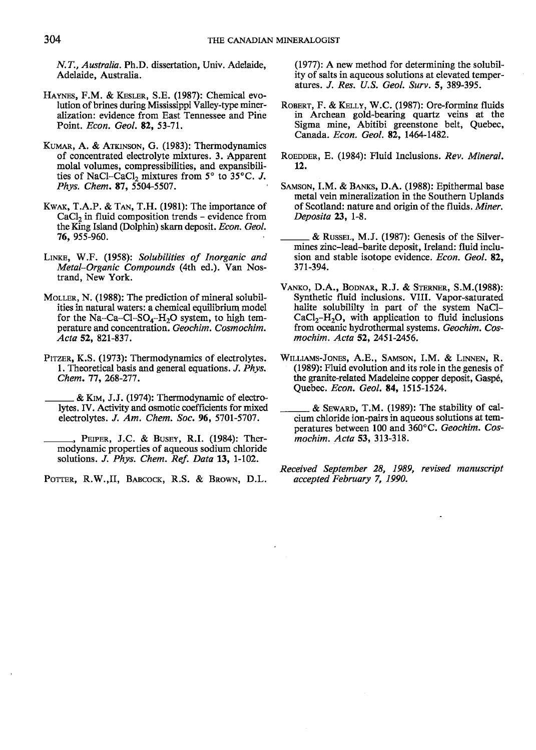*N.T., Australia*. Ph.D. dissertation, Univ. Adelaide, Adelaide, Australia.

HAYNES, F.M. & KESLER, S.E. (1987): Chemical evolution of brines during Mississippi Valley-type mineralization: evidence from East Tennessee and Pine Point. *Econ. Geol.* **82**, 53-71.

KUMAR, A. & ATKINSON, G. (1983): Thermodynamics of concentrated electrolyte mixtures. 3. Apparent molal volumes, compressibilities, and expansibilities of NaCl–$CaCl_2$ mixtures from 5° to 35°C. *J. Phys. Chem.* **87**, 5504-5507.

KWAK, T.A.P. & TAN, T.H. (1981): The importance of $CaCl_2$ in fluid composition trends – evidence from the King Island (Dolphin) skarn deposit. *Econ. Geol.* **76**, 955-960.

LINKE, W.F. (1958): *Solubilities of Inorganic and Metal-Organic Compounds* (4th ed.). Van Nostrand, New York.

MOLLER, N. (1988): The prediction of mineral solubilities in natural waters: a chemical equilibrium model for the Na–Ca–Cl–$SO_4$–$H_2O$ system, to high temperature and concentration. *Geochim. Cosmochim. Acta* **52**, 821-837.

PITZER, K.S. (1973): Thermodynamics of electrolytes. 1. Theoretical basis and general equations. *J. Phys. Chem.* **77**, 268-277.

______ & KIM, J.J. (1974): Thermodynamic of electrolytes. IV. Activity and osmotic coefficients for mixed electrolytes. *J. Am. Chem. Soc.* **96**, 5701-5707.

______, PEIPER, J.C. & BUSEY, R.I. (1984): Thermodynamic properties of aqueous sodium chloride solutions. *J. Phys. Chem. Ref. Data* **13**, 1-102.

POTTER, R.W.,II, BABCOCK, R.S. & BROWN, D.L. (1977): A new method for determining the solubility of salts in aqueous solutions at elevated temperatures. *J. Res. U.S. Geol. Surv.* **5**, 389-395.

ROBERT, F. & KELLY, W.C. (1987): Ore-forming fluids in Archean gold-bearing quartz veins at the Sigma mine, Abitibi greenstone belt, Quebec, Canada. *Econ. Geol.* **82**, 1464-1482.

ROEDDER, E. (1984): Fluid Inclusions. *Rev. Mineral.* **12**.

SAMSON, I.M. & BANKS, D.A. (1988): Epithermal base metal vein mineralization in the Southern Uplands of Scotland: nature and origin of the fluids. *Miner. Deposita* **23**, 1-8.

______ & RUSSEL, M.J. (1987): Genesis of the Silvermines zinc–lead–barite deposit, Ireland: fluid inclusion and stable isotope evidence. *Econ. Geol.* **82**, 371-394.

VANKO, D.A., BODNAR, R.J. & STERNER, S.M.(1988): Synthetic fluid inclusions. VIII. Vapor-saturated halite solubililty in part of the system NaCl–$CaCl_2$–$H_2O$, with application to fluid inclusions from oceanic hydrothermal systems. *Geochim. Cosmochim. Acta* **52**, 2451-2456.

WILLIAMS-JONES, A.E., SAMSON, I.M. & LINNEN, R. (1989): Fluid evolution and its role in the genesis of the granite-related Madeleine copper deposit, Gaspé, Quebec. *Econ. Geol.* **84**, 1515-1524.

______ & SEWARD, T.M. (1989): The stability of calcium chloride ion-pairs in aqueous solutions at temperatures between 100 and 360°C. *Geochim. Cosmochim. Acta* **53**, 313-318.

*Received September 28, 1989, revised manuscript accepted February 7, 1990.*